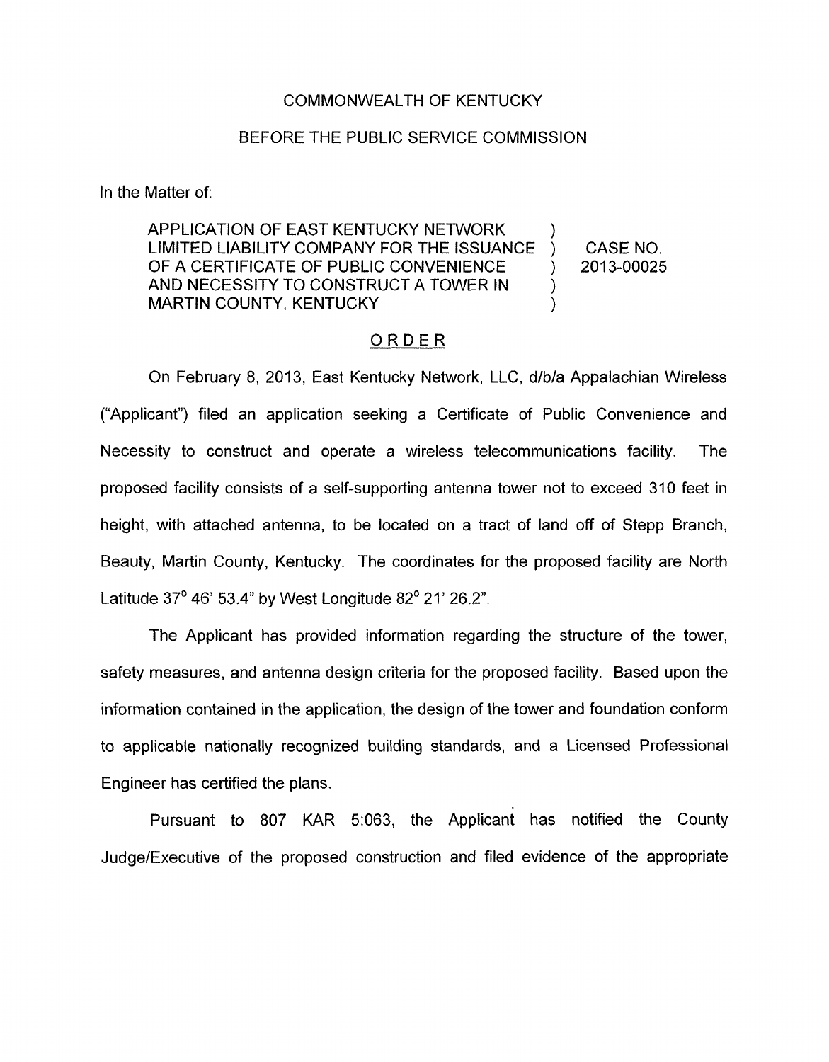COMMONWEALTH OF KENTUCKY

BEFORE THE PUBLIC SERVICE COMMISSION

In the Matter of:

| | | |
|---|---|---|
| APPLICATION OF EAST KENTUCKY NETWORK LIMITED LIABILITY COMPANY FOR THE ISSUANCE OF A CERTIFICATE OF PUBLIC CONVENIENCE AND NECESSITY TO CONSTRUCT A TOWER IN MARTIN COUNTY, KENTUCKY | ) | CASE NO. 2013-00025 |

## ORDER

On February 8, 2013, East Kentucky Network, LLC, d/b/a Appalachian Wireless ("Applicant") filed an application seeking a Certificate of Public Convenience and Necessity to construct and operate a wireless telecommunications facility. The proposed facility consists of a self-supporting antenna tower not to exceed 310 feet in height, with attached antenna, to be located on a tract of land off of Stepp Branch, Beauty, Martin County, Kentucky. The coordinates for the proposed facility are North Latitude 37° 46' 53.4" by West Longitude 82° 21' 26.2".

The Applicant has provided information regarding the structure of the tower, safety measures, and antenna design criteria for the proposed facility. Based upon the information contained in the application, the design of the tower and foundation conform to applicable nationally recognized building standards, and a Licensed Professional Engineer has certified the plans.

Pursuant to 807 KAR 5:063, the Applicant has notified the County Judge/Executive of the proposed construction and filed evidence of the appropriate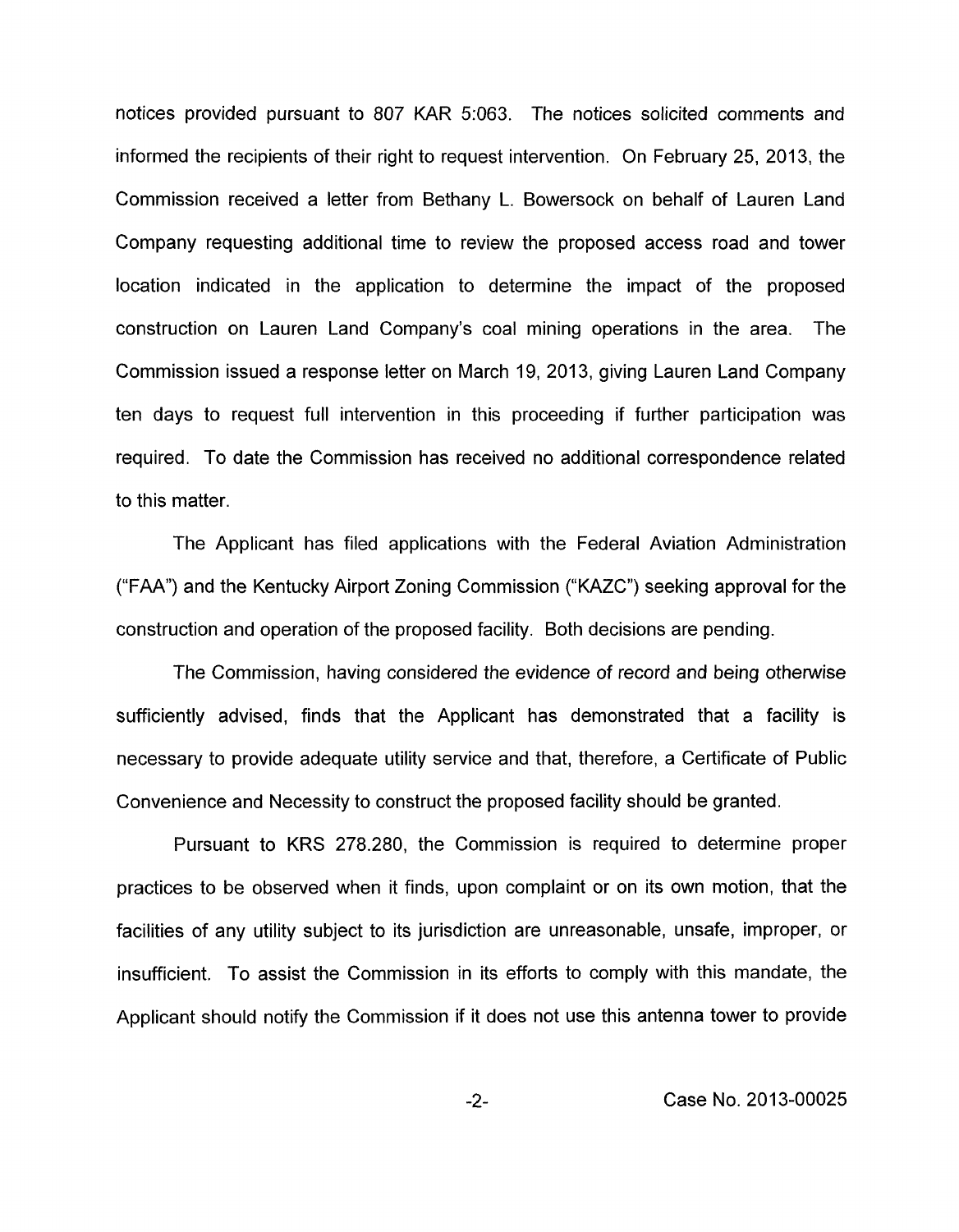notices provided pursuant to 807 KAR 5:063. The notices solicited comments and informed the recipients of their right to request intervention. On February 25, 2013, the Commission received a letter from Bethany L. Bowersock on behalf of Lauren Land Company requesting additional time to review the proposed access road and tower location indicated in the application to determine the impact of the proposed construction on Lauren Land Company's coal mining operations in the area. The Commission issued a response letter on March 19, 2013, giving Lauren Land Company ten days to request full intervention in this proceeding if further participation was required. To date the Commission has received no additional correspondence related to this matter.

The Applicant has filed applications with the Federal Aviation Administration ("FAA") and the Kentucky Airport Zoning Commission ("KAZC") seeking approval for the construction and operation of the proposed facility. Both decisions are pending.

The Commission, having considered the evidence of record and being otherwise sufficiently advised, finds that the Applicant has demonstrated that a facility is necessary to provide adequate utility service and that, therefore, a Certificate of Public Convenience and Necessity to construct the proposed facility should be granted.

Pursuant to KRS 278.280, the Commission is required to determine proper practices to be observed when it finds, upon complaint or on its own motion, that the facilities of any utility subject to its jurisdiction are unreasonable, unsafe, improper, or insufficient. To assist the Commission in its efforts to comply with this mandate, the Applicant should notify the Commission if it does not use this antenna tower to provide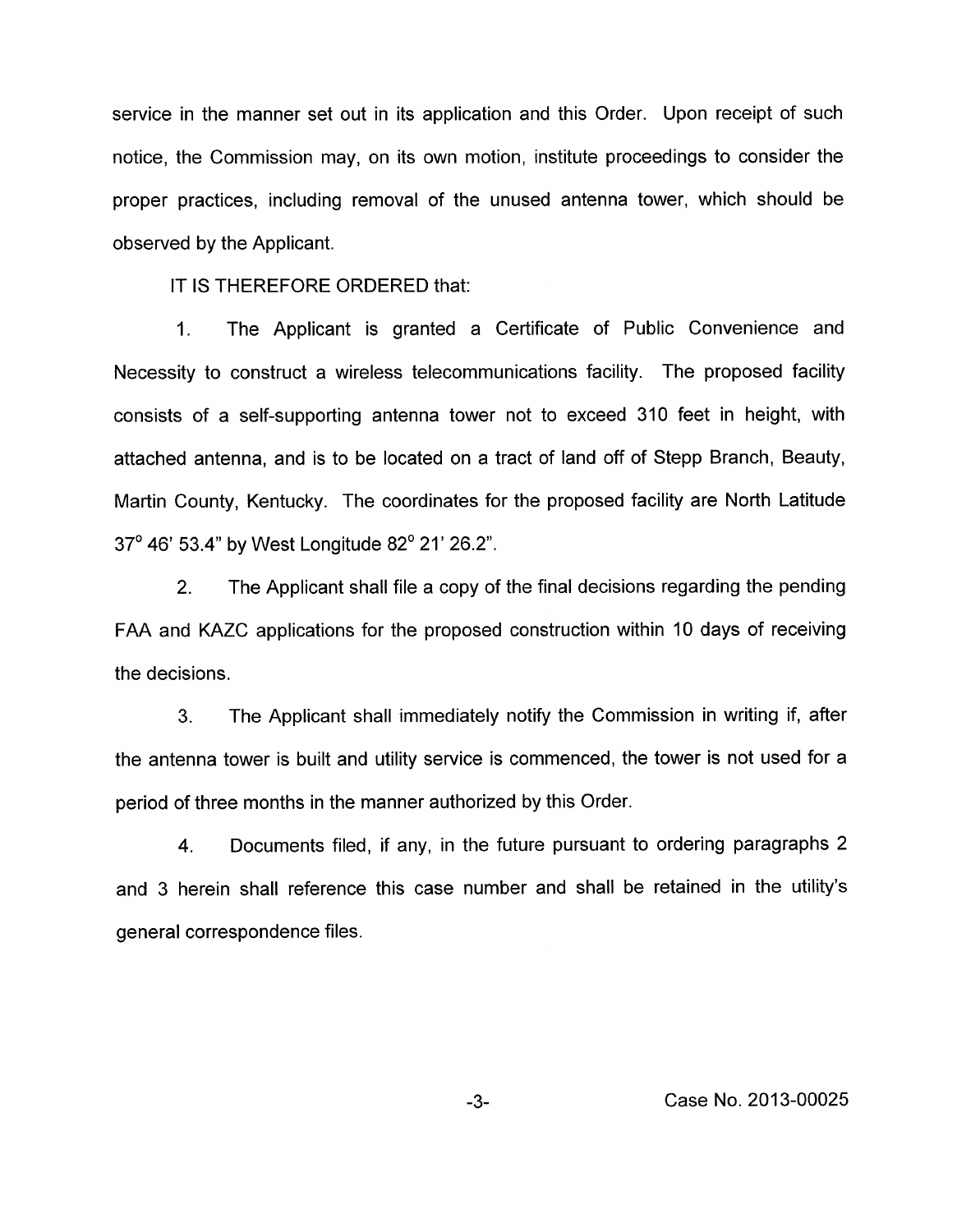service in the manner set out in its application and this Order. Upon receipt of such notice, the Commission may, on its own motion, institute proceedings to consider the proper practices, including removal of the unused antenna tower, which should be observed by the Applicant.

IT IS THEREFORE ORDERED that:

1. The Applicant is granted a Certificate of Public Convenience and Necessity to construct a wireless telecommunications facility. The proposed facility consists of a self-supporting antenna tower not to exceed 310 feet in height, with attached antenna, and is to be located on a tract of land off of Stepp Branch, Beauty, Martin County, Kentucky. The coordinates for the proposed facility are North Latitude 37° 46' 53.4" by West Longitude 82° 21' 26.2".

2. The Applicant shall file a copy of the final decisions regarding the pending FAA and KAZC applications for the proposed construction within 10 days of receiving the decisions.

3. The Applicant shall immediately notify the Commission in writing if, after the antenna tower is built and utility service is commenced, the tower is not used for a period of three months in the manner authorized by this Order.

4. Documents filed, if any, in the future pursuant to ordering paragraphs 2 and 3 herein shall reference this case number and shall be retained in the utility's general correspondence files.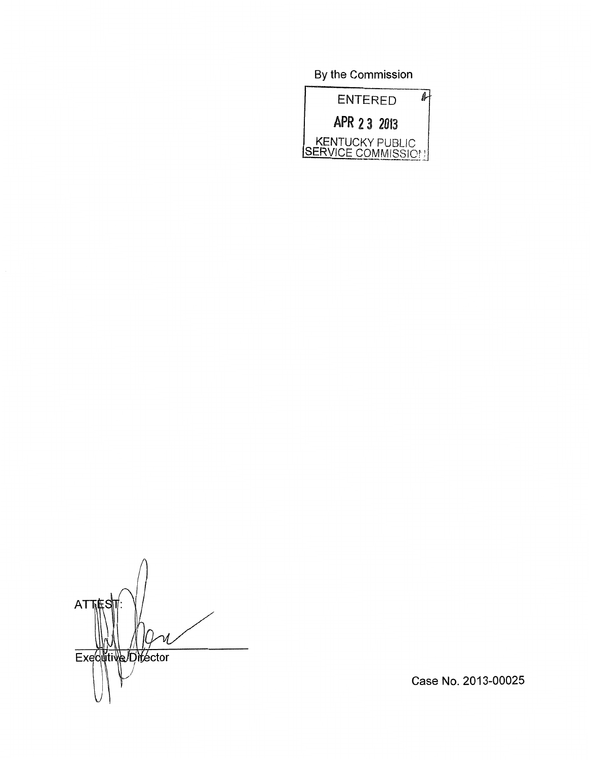By the Commission

ENTERED

APR 23 2013

KENTUCKY PUBLIC SERVICE COMMISSION

ATTEST:

Executive Director

Case No. 2013-00025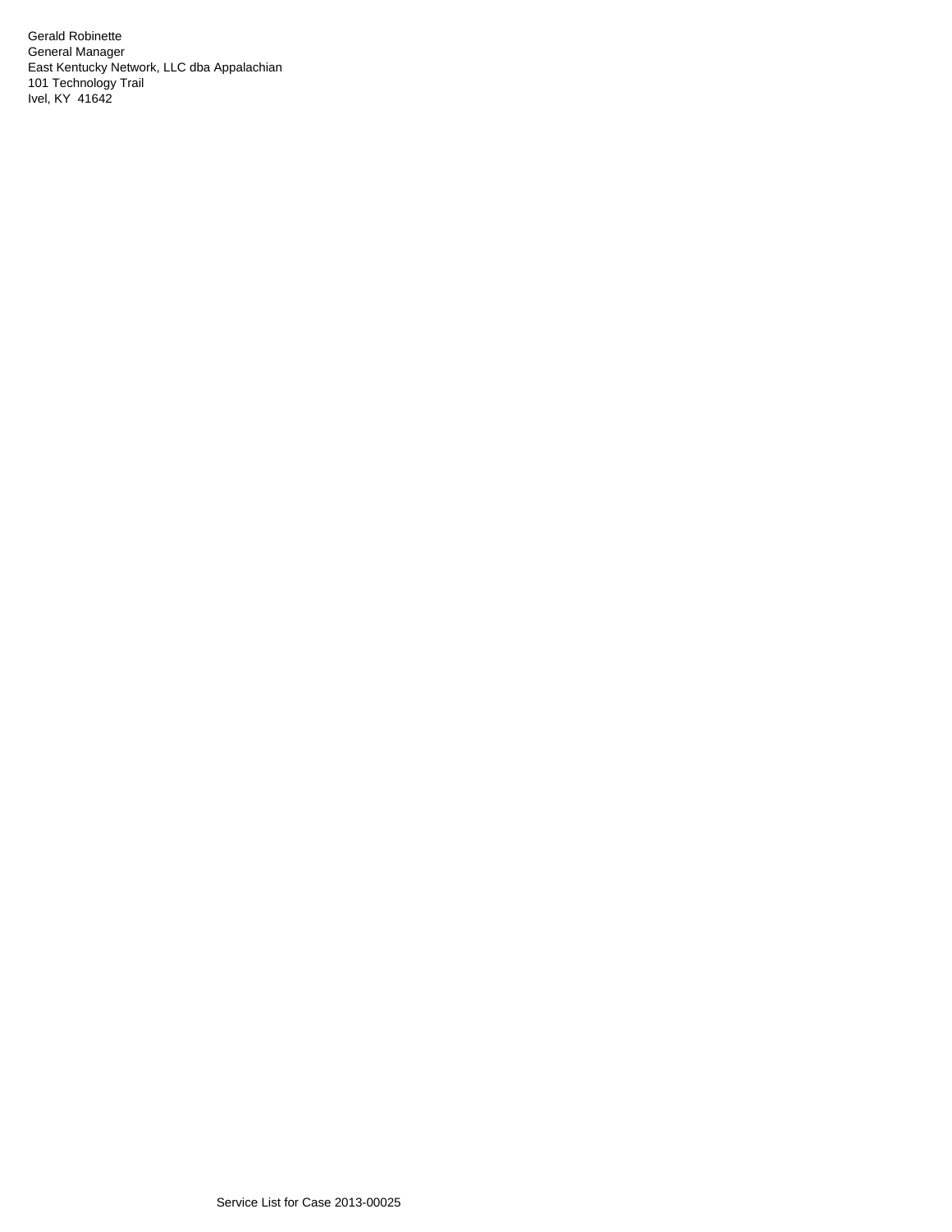Gerald Robinette
General Manager
East Kentucky Network, LLC dba Appalachian
101 Technology Trail
Ivel, KY 41642